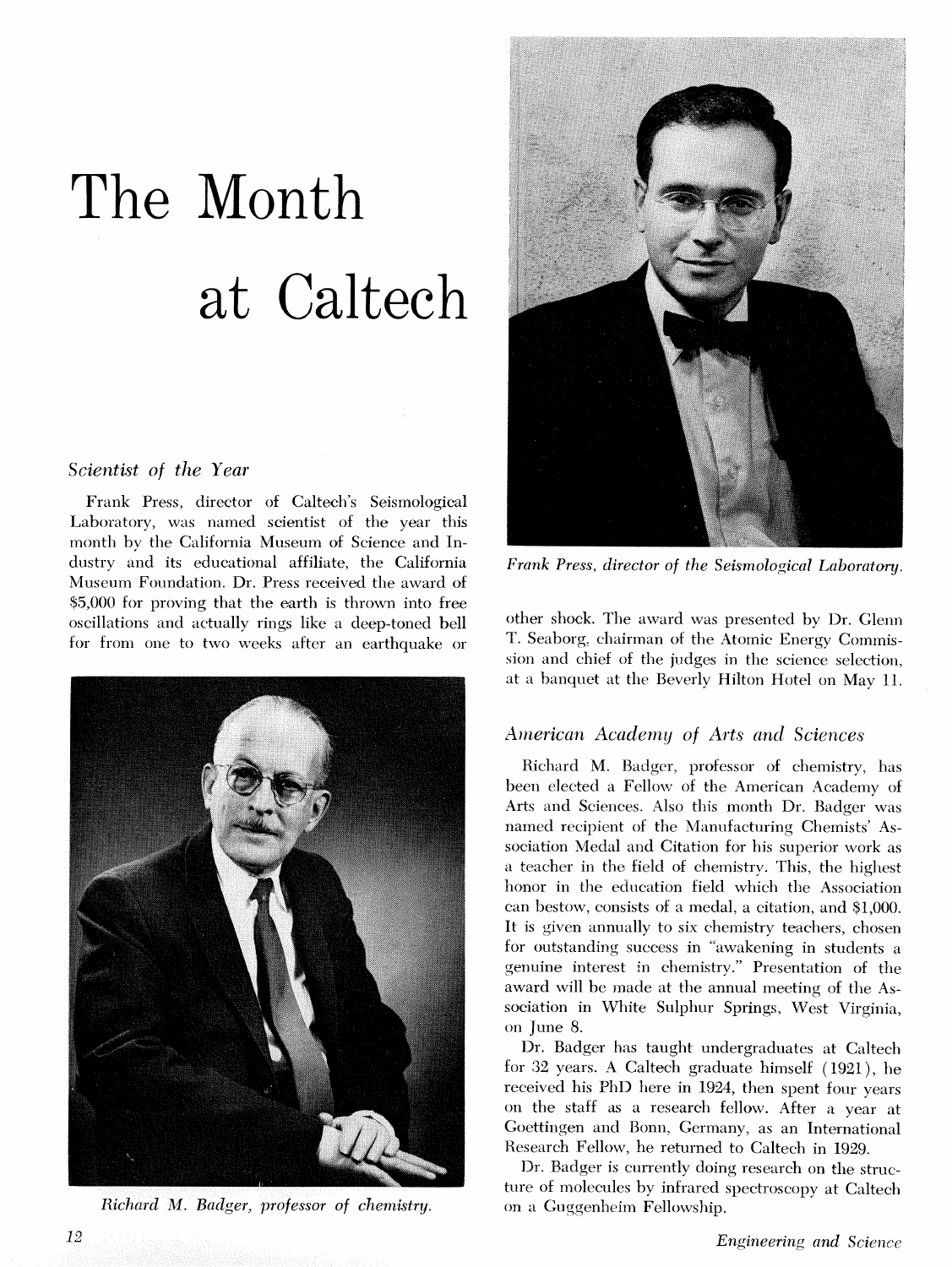# The Month at Caltech

### *Scientist of the Year*

Frank Press, director of Caltech's Seismological Laboratory, was named scientist of the year this month by the California Museum of Science and Industry and its educational affiliate, the California Museum Foundation. Dr. Press received the award of $5,000 for proving that the earth is thrown into free oscillations and actually rings like a deep-toned bell for from one to two weeks after an earthquake or other shock. The award was presented by Dr. Glenn T. Seaborg, chairman of the Atomic Energy Commission and chief of the judges in the science selection, at a banquet at the Beverly Hilton Hotel on May 11.

*Frank Press, director of the Seismological Laboratory.*

*Richard M. Badger, professor of chemistry.*

### *American Academy of Arts and Sciences*

Richard M. Badger, professor of chemistry, has been elected a Fellow of the American Academy of Arts and Sciences. Also this month Dr. Badger was named recipient of the Manufacturing Chemists' Association Medal and Citation for his superior work as a teacher in the field of chemistry. This, the highest honor in the education field which the Association can bestow, consists of a medal, a citation, and $1,000. It is given annually to six chemistry teachers, chosen for outstanding success in "awakening in students a genuine interest in chemistry." Presentation of the award will be made at the annual meeting of the Association in White Sulphur Springs, West Virginia, on June 8.

Dr. Badger has taught undergraduates at Caltech for 32 years. A Caltech graduate himself (1921), he received his PhD here in 1924, then spent four years on the staff as a research fellow. After a year at Goettingen and Bonn, Germany, as an International Research Fellow, he returned to Caltech in 1929.

Dr. Badger is currently doing research on the structure of molecules by infrared spectroscopy at Caltech on a Guggenheim Fellowship.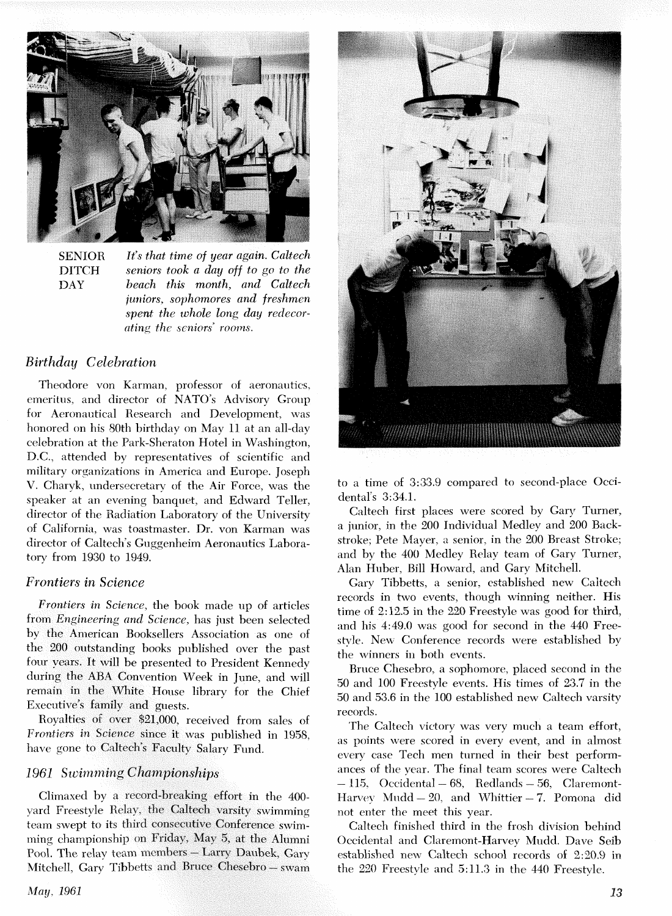**SENIOR DITCH DAY** *It's that time of year again. Caltech seniors took a day off to go to the beach this month, and Caltech juniors, sophomores and freshmen spent the whole long day redecorating the seniors' rooms.*

### *Birthday Celebration*

Theodore von Karman, professor of aeronautics, emeritus, and director of NATO's Advisory Group for Aeronautical Research and Development, was honored on his 80th birthday on May 11 at an all-day celebration at the Park-Sheraton Hotel in Washington, D.C., attended by representatives of scientific and military organizations in America and Europe. Joseph V. Charyk, undersecretary of the Air Force, was the speaker at an evening banquet, and Edward Teller, director of the Radiation Laboratory of the University of California, was toastmaster. Dr. von Karman was director of Caltech's Guggenheim Aeronautics Laboratory from 1930 to 1949.

### *Frontiers in Science*

*Frontiers in Science*, the book made up of articles from *Engineering and Science*, has just been selected by the American Booksellers Association as one of the 200 outstanding books published over the past four years. It will be presented to President Kennedy during the ABA Convention Week in June, and will remain in the White House library for the Chief Executive's family and guests.

Royalties of over $21,000, received from sales of *Frontiers in Science* since it was published in 1958, have gone to Caltech's Faculty Salary Fund.

### *1961 Swimming Championships*

Climaxed by a record-breaking effort in the 400-yard Freestyle Relay, the Caltech varsity swimming team swept to its third consecutive Conference swimming championship on Friday, May 5, at the Alumni Pool. The relay team members – Larry Daubek, Gary Mitchell, Gary Tibbetts and Bruce Chesebro – swam to a time of 3:33.9 compared to second-place Occidental's 3:34.1.

Caltech first places were scored by Gary Turner, a junior, in the 200 Individual Medley and 200 Backstroke; Pete Mayer, a senior, in the 200 Breast Stroke; and by the 400 Medley Relay team of Gary Turner, Alan Huber, Bill Howard, and Gary Mitchell.

Gary Tibbetts, a senior, established new Caltech records in two events, though winning neither. His time of 2:12.5 in the 220 Freestyle was good for third, and his 4:49.0 was good for second in the 440 Freestyle. New Conference records were established by the winners in both events.

Bruce Chesebro, a sophomore, placed second in the 50 and 100 Freestyle events. His times of 23.7 in the 50 and 53.6 in the 100 established new Caltech varsity records.

The Caltech victory was very much a team effort, as points were scored in every event, and in almost every case Tech men turned in their best performances of the year. The final team scores were Caltech – 115, Occidental – 68, Redlands – 56, Claremont-Harvey Mudd – 20, and Whittier – 7. Pomona did not enter the meet this year.

Caltech finished third in the frosh division behind Occidental and Claremont-Harvey Mudd. Dave Seib established new Caltech school records of 2:20.9 in the 220 Freestyle and 5:11.3 in the 440 Freestyle.